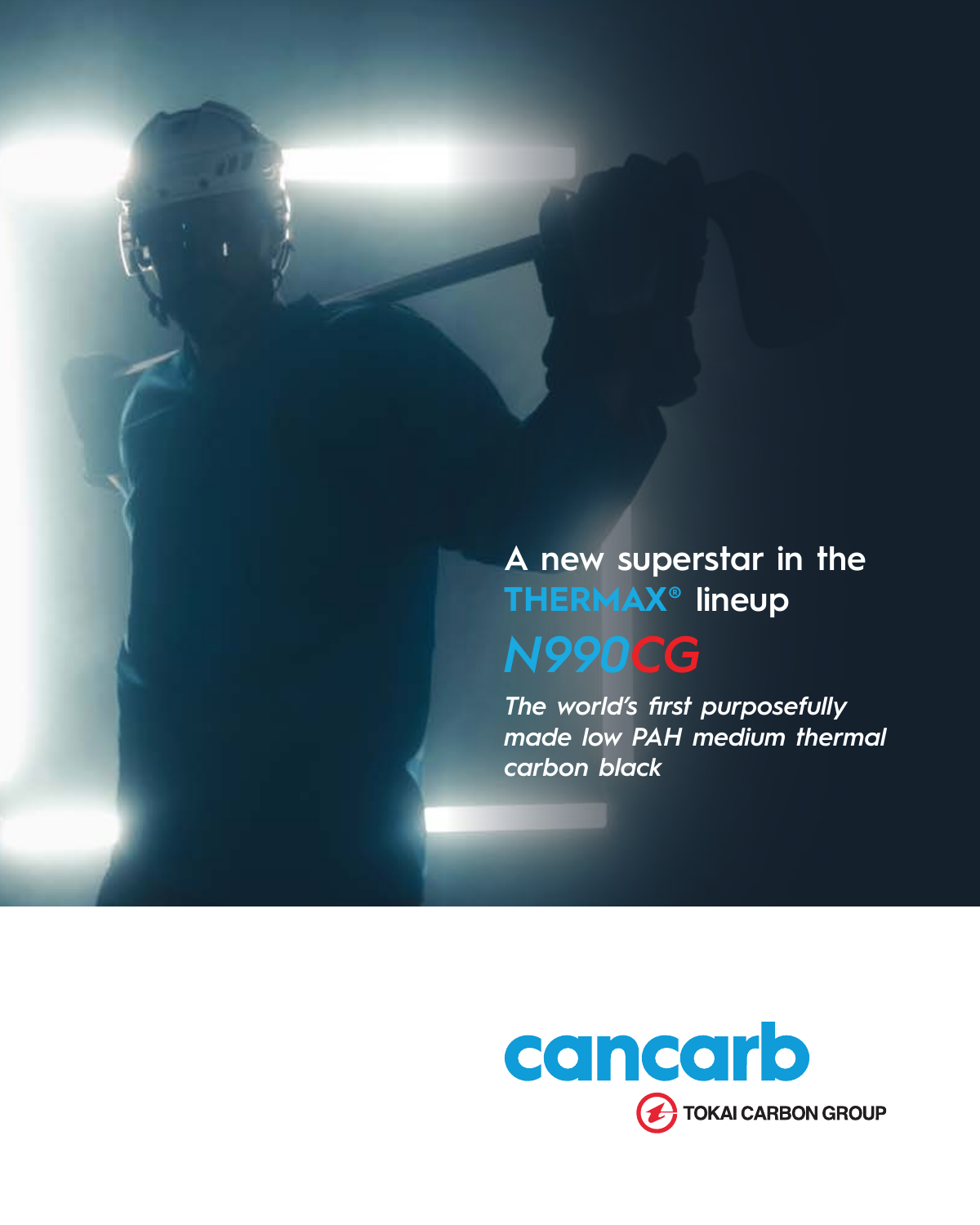# A new superstar in the THERMAX® lineup

## *N990CG*

*The world's first purposefully made low PAH medium thermal carbon black*

cancarb

TOKAI CARBON GROUP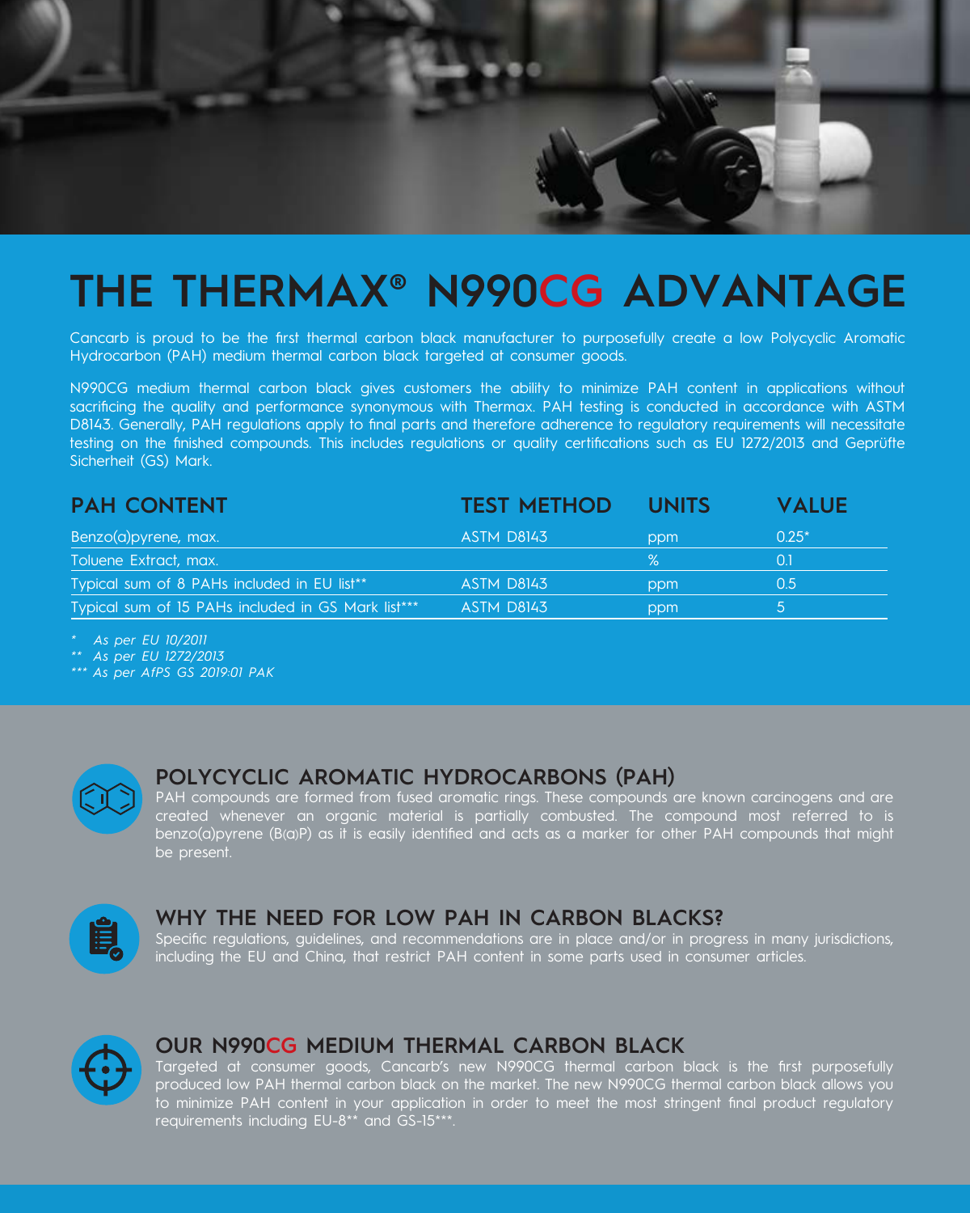# THE THERMAX® N990CG ADVANTAGE

Cancarb is proud to be the first thermal carbon black manufacturer to purposefully create a low Polycyclic Aromatic Hydrocarbon (PAH) medium thermal carbon black targeted at consumer goods.

N990CG medium thermal carbon black gives customers the ability to minimize PAH content in applications without sacrificing the quality and performance synonymous with Thermax. PAH testing is conducted in accordance with ASTM D8143. Generally, PAH regulations apply to final parts and therefore adherence to regulatory requirements will necessitate testing on the finished compounds. This includes regulations or quality certifications such as EU 1272/2013 and Geprüfte Sicherheit (GS) Mark.

| PAH CONTENT | TEST METHOD | UNITS | VALUE |
|---|---|---|---|
| Benzo(a)pyrene, max. | ASTM D8143 | ppm | 0.25* |
| Toluene Extract, max. | | % | 0.1 |
| Typical sum of 8 PAHs included in EU list** | ASTM D8143 | ppm | 0.5 |
| Typical sum of 15 PAHs included in GS Mark list*** | ASTM D8143 | ppm | 5 |

*\* As per EU 10/2011*
*\*\* As per EU 1272/2013*
*\*\*\* As per AfPS GS 2019:01 PAK*

## POLYCYCLIC AROMATIC HYDROCARBONS (PAH)

PAH compounds are formed from fused aromatic rings. These compounds are known carcinogens and are created whenever an organic material is partially combusted. The compound most referred to is benzo(a)pyrene (B(a)P) as it is easily identified and acts as a marker for other PAH compounds that might be present.

## WHY THE NEED FOR LOW PAH IN CARBON BLACKS?

Specific regulations, guidelines, and recommendations are in place and/or in progress in many jurisdictions, including the EU and China, that restrict PAH content in some parts used in consumer articles.

## OUR N990CG MEDIUM THERMAL CARBON BLACK

Targeted at consumer goods, Cancarb's new N990CG thermal carbon black is the first purposefully produced low PAH thermal carbon black on the market. The new N990CG thermal carbon black allows you to minimize PAH content in your application in order to meet the most stringent final product regulatory requirements including EU-8** and GS-15***.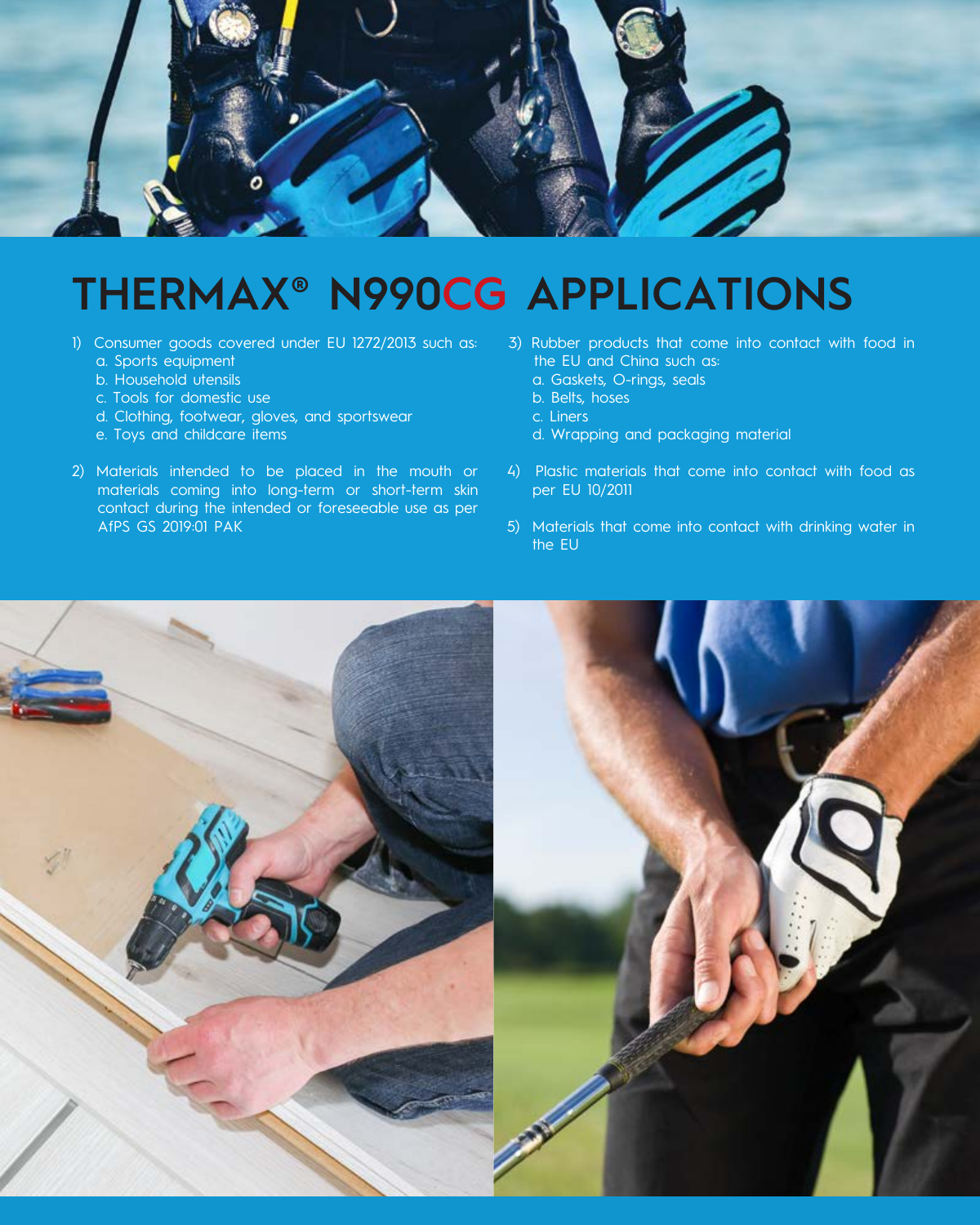# THERMAX® N990CG APPLICATIONS

1) Consumer goods covered under EU 1272/2013 such as:
   a. Sports equipment
   b. Household utensils
   c. Tools for domestic use
   d. Clothing, footwear, gloves, and sportswear
   e. Toys and childcare items

2) Materials intended to be placed in the mouth or materials coming into long-term or short-term skin contact during the intended or foreseeable use as per AfPS GS 2019:01 PAK

3) Rubber products that come into contact with food in the EU and China such as:
   a. Gaskets, O-rings, seals
   b. Belts, hoses
   c. Liners
   d. Wrapping and packaging material

4) Plastic materials that come into contact with food as per EU 10/2011

5) Materials that come into contact with drinking water in the EU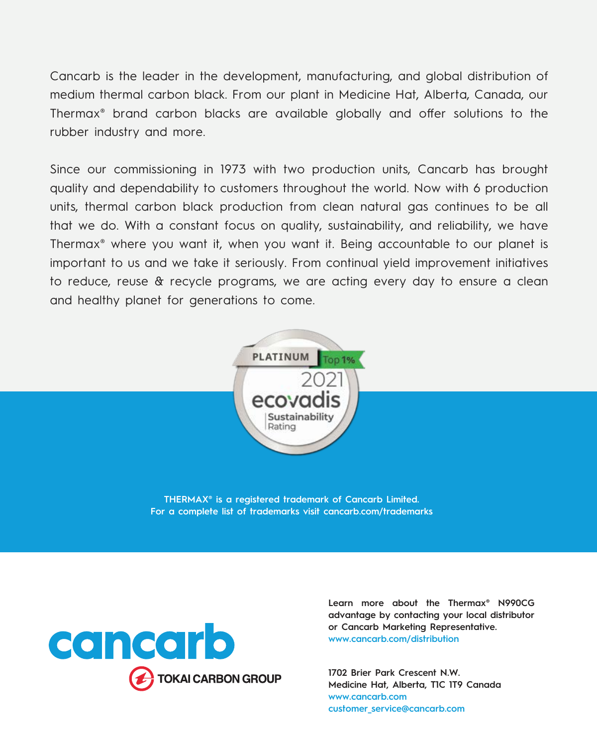Cancarb is the leader in the development, manufacturing, and global distribution of medium thermal carbon black. From our plant in Medicine Hat, Alberta, Canada, our Thermax® brand carbon blacks are available globally and offer solutions to the rubber industry and more.

Since our commissioning in 1973 with two production units, Cancarb has brought quality and dependability to customers throughout the world. Now with 6 production units, thermal carbon black production from clean natural gas continues to be all that we do. With a constant focus on quality, sustainability, and reliability, we have Thermax® where you want it, when you want it. Being accountable to our planet is important to us and we take it seriously. From continual yield improvement initiatives to reduce, reuse & recycle programs, we are acting every day to ensure a clean and healthy planet for generations to come.

PLATINUM Top 1%
2021
ecovadis
Sustainability Rating

**THERMAX® is a registered trademark of Cancarb Limited.**
**For a complete list of trademarks visit cancarb.com/trademarks**

cancarb
TOKAI CARBON GROUP

**Learn more about the Thermax® N990CG advantage by contacting your local distributor or Cancarb Marketing Representative.**
**www.cancarb.com/distribution**

**1702 Brier Park Crescent N.W.**
**Medicine Hat, Alberta, T1C 1T9 Canada**
**www.cancarb.com**
**customer_service@cancarb.com**